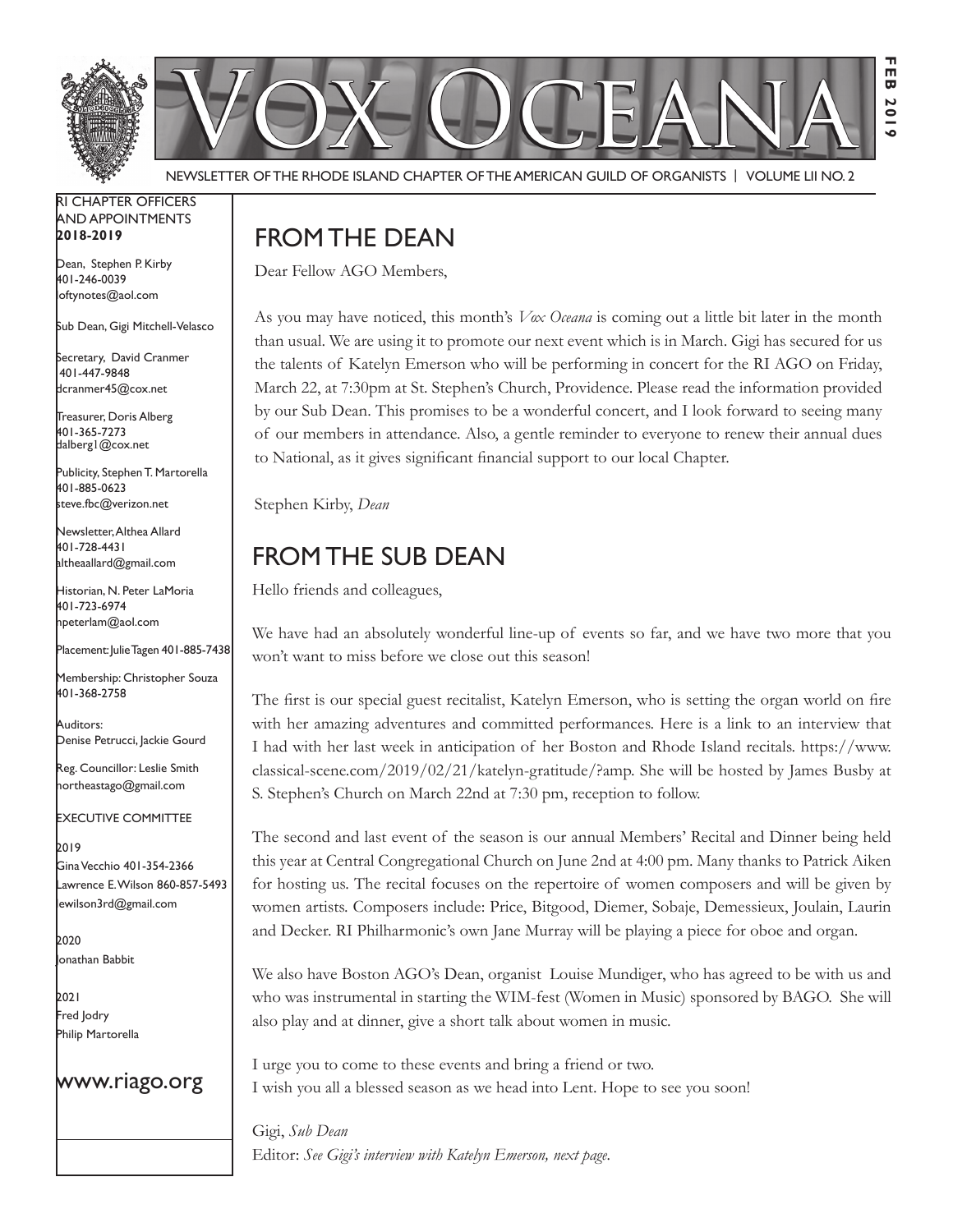# Vox Oceana

NEWSLETTER OF THE RHODE ISLAND CHAPTER OF THE AMERICAN GUILD OF ORGANISTS | VOLUME LII NO. 2

FEB 2019

RI CHAPTER OFFICERS AND APPOINTMENTS
**2018-2019**

Dean, Stephen P. Kirby
401-246-0039
loftynotes@aol.com

Sub Dean, Gigi Mitchell-Velasco

Secretary, David Cranmer
401-447-9848
dcranmer45@cox.net

Treasurer, Doris Alberg
401-365-7273
dalberg1@cox.net

Publicity, Stephen T. Martorella
401-885-0623
steve.fbc@verizon.net

Newsletter, Althea Allard
401-728-4431
altheaallard@gmail.com

Historian, N. Peter LaMoria
401-723-6974
npeterlam@aol.com

Placement: Julie Tagen 401-885-7438

Membership: Christopher Souza
401-368-2758

Auditors:
Denise Petrucci, Jackie Gourd

Reg. Councillor: Leslie Smith
northeastago@gmail.com

EXECUTIVE COMMITTEE

2019
Gina Vecchio 401-354-2366
Lawrence E. Wilson 860-857-5493
lewilson3rd@gmail.com

2020
Jonathan Babbit

2021
Fred Jodry
Philip Martorella

www.riago.org

## FROM THE DEAN

Dear Fellow AGO Members,

As you may have noticed, this month's *Vox Oceana* is coming out a little bit later in the month than usual. We are using it to promote our next event which is in March. Gigi has secured for us the talents of Katelyn Emerson who will be performing in concert for the RI AGO on Friday, March 22, at 7:30pm at St. Stephen's Church, Providence. Please read the information provided by our Sub Dean. This promises to be a wonderful concert, and I look forward to seeing many of our members in attendance. Also, a gentle reminder to everyone to renew their annual dues to National, as it gives significant financial support to our local Chapter.

Stephen Kirby, *Dean*

## FROM THE SUB DEAN

Hello friends and colleagues,

We have had an absolutely wonderful line-up of events so far, and we have two more that you won't want to miss before we close out this season!

The first is our special guest recitalist, Katelyn Emerson, who is setting the organ world on fire with her amazing adventures and committed performances. Here is a link to an interview that I had with her last week in anticipation of her Boston and Rhode Island recitals. https://www.classical-scene.com/2019/02/21/katelyn-gratitude/?amp. She will be hosted by James Busby at S. Stephen's Church on March 22nd at 7:30 pm, reception to follow.

The second and last event of the season is our annual Members' Recital and Dinner being held this year at Central Congregational Church on June 2nd at 4:00 pm. Many thanks to Patrick Aiken for hosting us. The recital focuses on the repertoire of women composers and will be given by women artists. Composers include: Price, Bitgood, Diemer, Sobaje, Demessieux, Joulain, Laurin and Decker. RI Philharmonic's own Jane Murray will be playing a piece for oboe and organ.

We also have Boston AGO's Dean, organist Louise Mundiger, who has agreed to be with us and who was instrumental in starting the WIM-fest (Women in Music) sponsored by BAGO. She will also play and at dinner, give a short talk about women in music.

I urge you to come to these events and bring a friend or two.
I wish you all a blessed season as we head into Lent. Hope to see you soon!

Gigi, *Sub Dean*
Editor: *See Gigi's interview with Katelyn Emerson, next page.*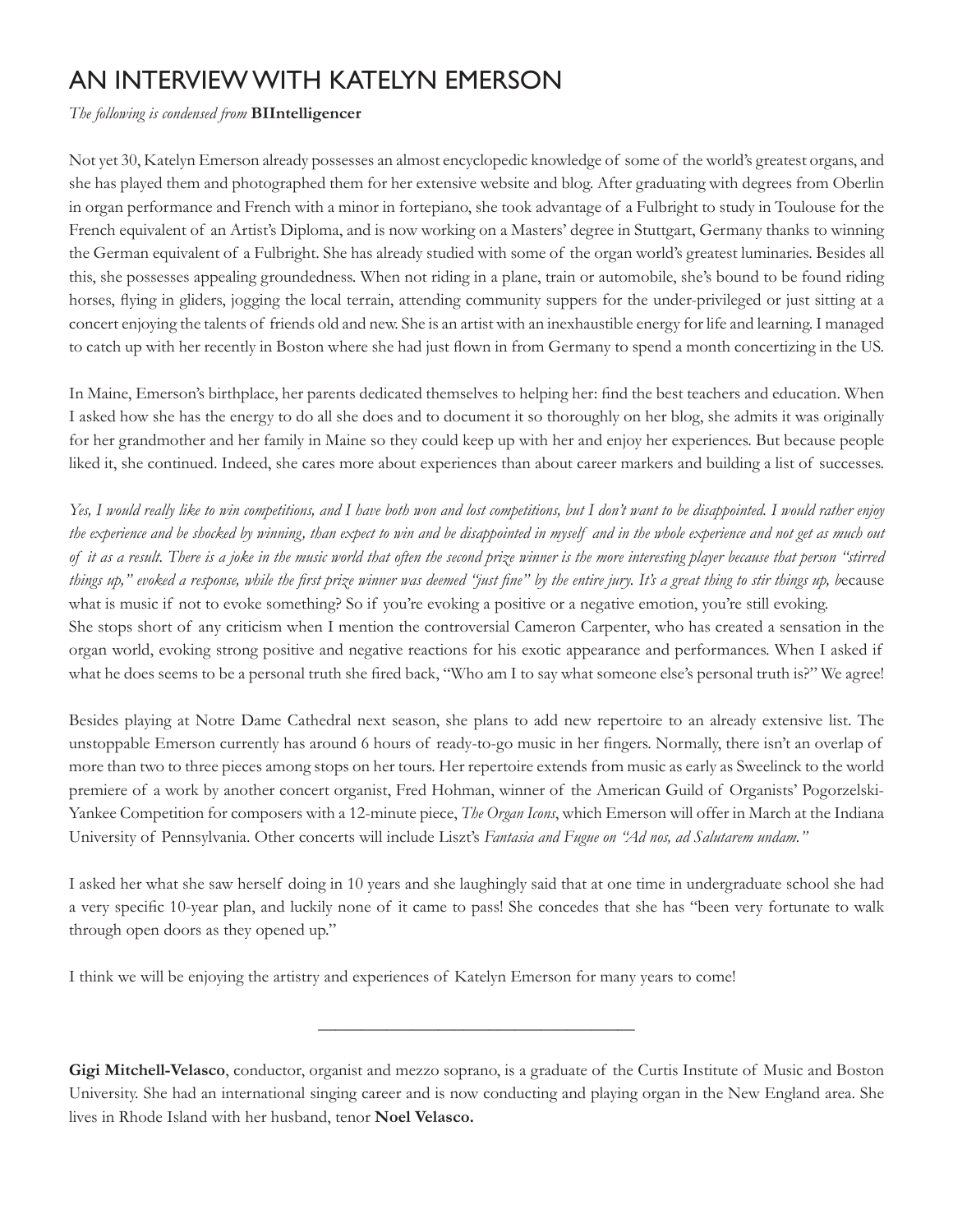# AN INTERVIEW WITH KATELYN EMERSON

*The following is condensed from* **BIIntelligencer**

Not yet 30, Katelyn Emerson already possesses an almost encyclopedic knowledge of some of the world's greatest organs, and she has played them and photographed them for her extensive website and blog. After graduating with degrees from Oberlin in organ performance and French with a minor in fortepiano, she took advantage of a Fulbright to study in Toulouse for the French equivalent of an Artist's Diploma, and is now working on a Masters' degree in Stuttgart, Germany thanks to winning the German equivalent of a Fulbright. She has already studied with some of the organ world's greatest luminaries. Besides all this, she possesses appealing groundedness. When not riding in a plane, train or automobile, she's bound to be found riding horses, flying in gliders, jogging the local terrain, attending community suppers for the under-privileged or just sitting at a concert enjoying the talents of friends old and new. She is an artist with an inexhaustible energy for life and learning. I managed to catch up with her recently in Boston where she had just flown in from Germany to spend a month concertizing in the US.

In Maine, Emerson's birthplace, her parents dedicated themselves to helping her: find the best teachers and education. When I asked how she has the energy to do all she does and to document it so thoroughly on her blog, she admits it was originally for her grandmother and her family in Maine so they could keep up with her and enjoy her experiences. But because people liked it, she continued. Indeed, she cares more about experiences than about career markers and building a list of successes.

*Yes, I would really like to win competitions, and I have both won and lost competitions, but I don't want to be disappointed. I would rather enjoy the experience and be shocked by winning, than expect to win and be disappointed in myself and in the whole experience and not get as much out of it as a result. There is a joke in the music world that often the second prize winner is the more interesting player because that person "stirred things up," evoked a response, while the first prize winner was deemed "just fine" by the entire jury. It's a great thing to stir things up, b*ecause what is music if not to evoke something? So if you're evoking a positive or a negative emotion, you're still evoking.

She stops short of any criticism when I mention the controversial Cameron Carpenter, who has created a sensation in the organ world, evoking strong positive and negative reactions for his exotic appearance and performances. When I asked if what he does seems to be a personal truth she fired back, "Who am I to say what someone else's personal truth is?" We agree!

Besides playing at Notre Dame Cathedral next season, she plans to add new repertoire to an already extensive list. The unstoppable Emerson currently has around 6 hours of ready-to-go music in her fingers. Normally, there isn't an overlap of more than two to three pieces among stops on her tours. Her repertoire extends from music as early as Sweelinck to the world premiere of a work by another concert organist, Fred Hohman, winner of the American Guild of Organists' Pogorzelski-Yankee Competition for composers with a 12-minute piece, *The Organ Icons*, which Emerson will offer in March at the Indiana University of Pennsylvania. Other concerts will include Liszt's *Fantasia and Fugue on "Ad nos, ad Salutarem undam."*

I asked her what she saw herself doing in 10 years and she laughingly said that at one time in undergraduate school she had a very specific 10-year plan, and luckily none of it came to pass! She concedes that she has "been very fortunate to walk through open doors as they opened up."

I think we will be enjoying the artistry and experiences of Katelyn Emerson for many years to come!

---

**Gigi Mitchell-Velasco**, conductor, organist and mezzo soprano, is a graduate of the Curtis Institute of Music and Boston University. She had an international singing career and is now conducting and playing organ in the New England area. She lives in Rhode Island with her husband, tenor **Noel Velasco.**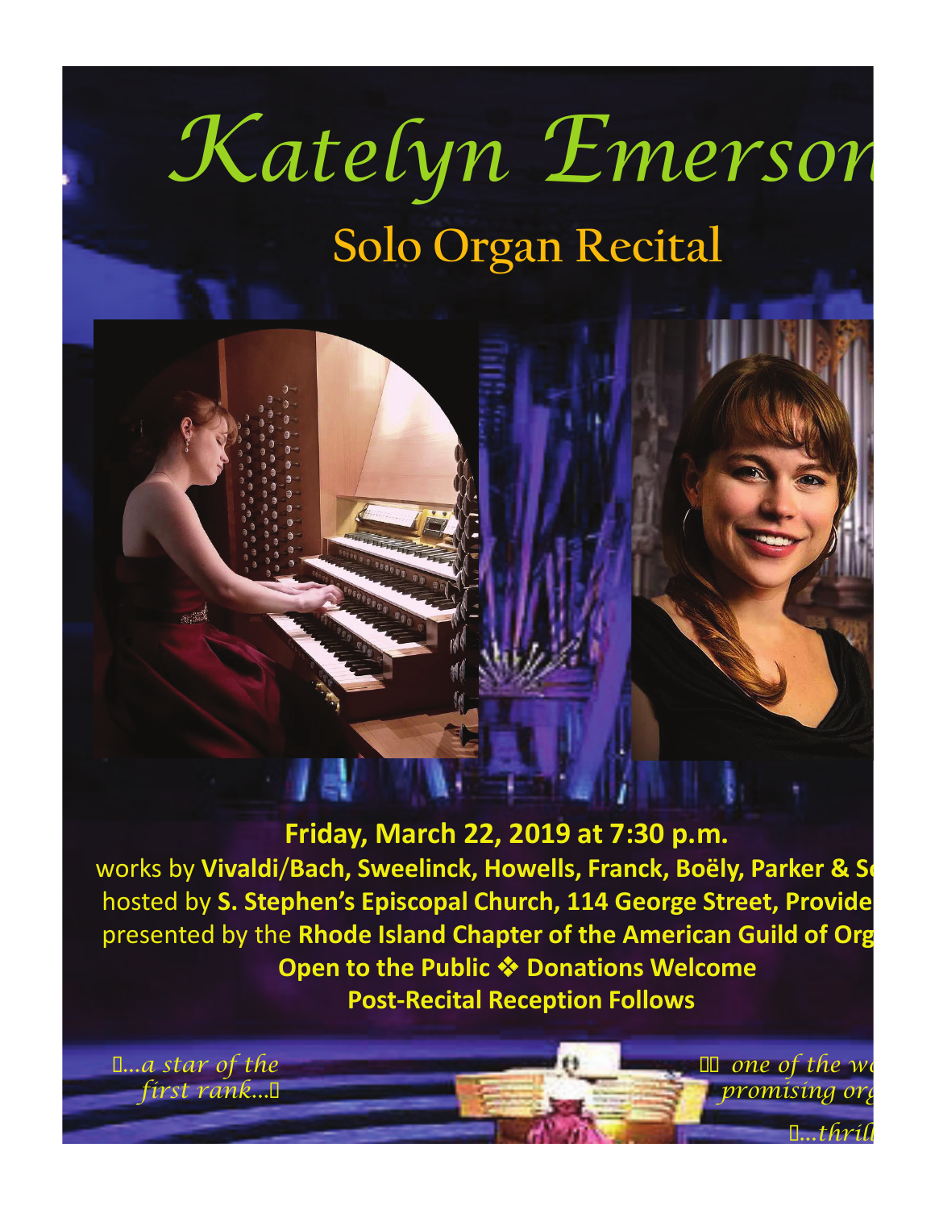# *Katelyn Emerson*

## Solo Organ Recital

**Friday, March 22, 2019 at 7:30 p.m.**

works by **Vivaldi/Bach, Sweelinck, Howells, Franck, Boëly, Parker & S**

hosted by **S. Stephen's Episcopal Church, 114 George Street, Provide**

presented by the **Rhode Island Chapter of the American Guild of Org**

**Open to the Public ❖ Donations Welcome**

**Post-Recital Reception Follows**

*...a star of the first rank...*

*one of the wo promising org*

*...thrill*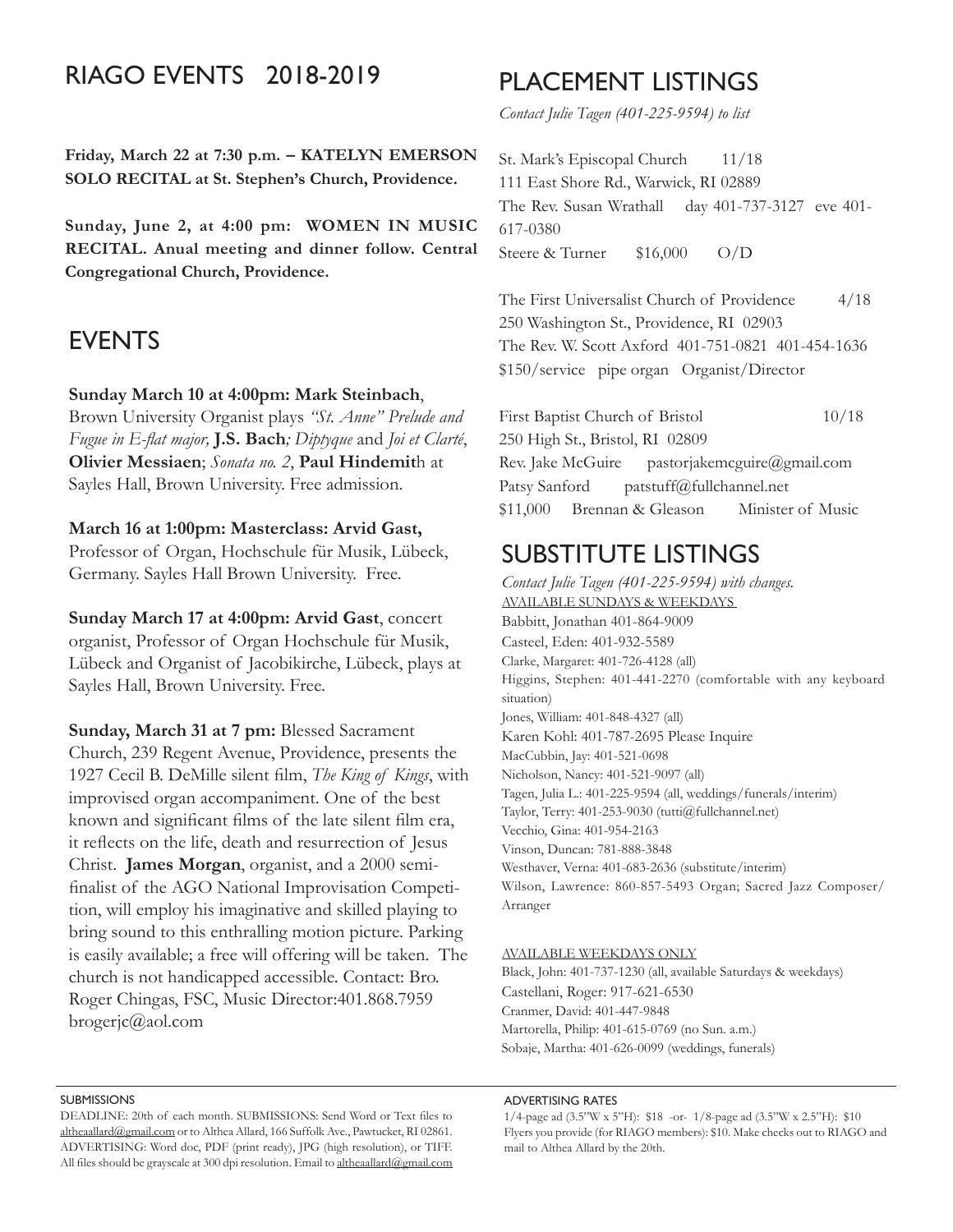## RIAGO EVENTS 2018-2019

**Friday, March 22 at 7:30 p.m. – KATELYN EMERSON SOLO RECITAL at St. Stephen's Church, Providence.**

**Sunday, June 2, at 4:00 pm: WOMEN IN MUSIC RECITAL. Anual meeting and dinner follow. Central Congregational Church, Providence.**

## EVENTS

**Sunday March 10 at 4:00pm: Mark Steinbach**, Brown University Organist plays *"St. Anne" Prelude and Fugue in E-flat major,* **J.S. Bach***; Diptyque* and *Joi et Clarté*, **Olivier Messiaen**; *Sonata no. 2*, **Paul Hindemit**h at Sayles Hall, Brown University. Free admission.

**March 16 at 1:00pm: Masterclass: Arvid Gast,** Professor of Organ, Hochschule für Musik, Lübeck, Germany. Sayles Hall Brown University. Free.

**Sunday March 17 at 4:00pm: Arvid Gast**, concert organist, Professor of Organ Hochschule für Musik, Lübeck and Organist of Jacobikirche, Lübeck, plays at Sayles Hall, Brown University. Free.

**Sunday, March 31 at 7 pm:** Blessed Sacrament Church, 239 Regent Avenue, Providence, presents the 1927 Cecil B. DeMille silent film, *The King of Kings*, with improvised organ accompaniment. One of the best known and significant films of the late silent film era, it reflects on the life, death and resurrection of Jesus Christ. **James Morgan**, organist, and a 2000 semi-finalist of the AGO National Improvisation Competition, will employ his imaginative and skilled playing to bring sound to this enthralling motion picture. Parking is easily available; a free will offering will be taken. The church is not handicapped accessible. Contact: Bro. Roger Chingas, FSC, Music Director:401.868.7959 brogerjc@aol.com

## PLACEMENT LISTINGS

*Contact Julie Tagen (401-225-9594) to list*

St. Mark's Episcopal Church 11/18
111 East Shore Rd., Warwick, RI 02889
The Rev. Susan Wrathall day 401-737-3127 eve 401-617-0380
Steere & Turner $16,000 O/D

The First Universalist Church of Providence 4/18
250 Washington St., Providence, RI 02903
The Rev. W. Scott Axford 401-751-0821 401-454-1636
$150/service pipe organ Organist/Director

First Baptist Church of Bristol 10/18
250 High St., Bristol, RI 02809
Rev. Jake McGuire pastorjakemcguire@gmail.com
Patsy Sanford patstuff@fullchannel.net
$11,000 Brennan & Gleason Minister of Music

## SUBSTITUTE LISTINGS

*Contact Julie Tagen (401-225-9594) with changes.*

AVAILABLE SUNDAYS & WEEKDAYS

Babbitt, Jonathan 401-864-9009
Casteel, Eden: 401-932-5589
Clarke, Margaret: 401-726-4128 (all)
Higgins, Stephen: 401-441-2270 (comfortable with any keyboard situation)
Jones, William: 401-848-4327 (all)
Karen Kohl: 401-787-2695 Please Inquire
MacCubbin, Jay: 401-521-0698
Nicholson, Nancy: 401-521-9097 (all)
Tagen, Julia L.: 401-225-9594 (all, weddings/funerals/interim)
Taylor, Terry: 401-253-9030 (tutti@fullchannel.net)
Vecchio, Gina: 401-954-2163
Vinson, Duncan: 781-888-3848
Westhaver, Verna: 401-683-2636 (substitute/interim)
Wilson, Lawrence: 860-857-5493 Organ; Sacred Jazz Composer/Arranger

AVAILABLE WEEKDAYS ONLY

Black, John: 401-737-1230 (all, available Saturdays & weekdays)
Castellani, Roger: 917-621-6530
Cranmer, David: 401-447-9848
Martorella, Philip: 401-615-0769 (no Sun. a.m.)
Sobaje, Martha: 401-626-0099 (weddings, funerals)

SUBMISSIONS

DEADLINE: 20th of each month. SUBMISSIONS: Send Word or Text files to altheaallard@gmail.com or to Althea Allard, 166 Suffolk Ave., Pawtucket, RI 02861. ADVERTISING: Word doc, PDF (print ready), JPG (high resolution), or TIFF. All files should be grayscale at 300 dpi resolution. Email to altheaallard@gmail.com

ADVERTISING RATES

1/4-page ad (3.5"W x 5"H): $18 -or- 1/8-page ad (3.5"W x 2.5"H): $10
Flyers you provide (for RIAGO members): $10. Make checks out to RIAGO and mail to Althea Allard by the 20th.